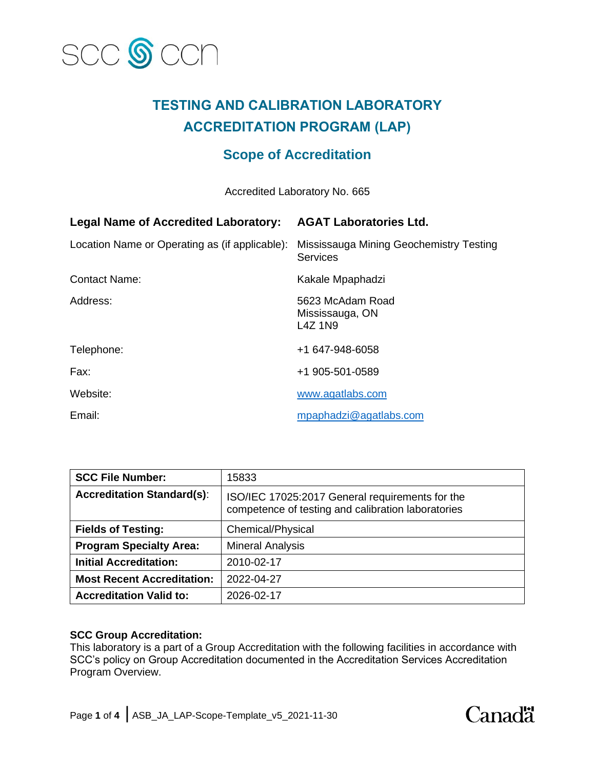SCC CCN

# TESTING AND CALIBRATION LABORATORY ACCREDITATION PROGRAM (LAP)

## Scope of Accreditation

Accredited Laboratory No. 665

| | |
|---|---|
| **Legal Name of Accredited Laboratory:** | **AGAT Laboratories Ltd.** |
| Location Name or Operating as (if applicable): | Mississauga Mining Geochemistry Testing Services |
| Contact Name: | Kakale Mpaphadzi |
| Address: | 5623 McAdam Road<br>Mississauga, ON<br>L4Z 1N9 |
| Telephone: | +1 647-948-6058 |
| Fax: | +1 905-501-0589 |
| Website: | www.agatlabs.com |
| Email: | mpaphadzi@agatlabs.com |

| | |
|---|---|
| **SCC File Number:** | 15833 |
| **Accreditation Standard(s):** | ISO/IEC 17025:2017 General requirements for the competence of testing and calibration laboratories |
| **Fields of Testing:** | Chemical/Physical |
| **Program Specialty Area:** | Mineral Analysis |
| **Initial Accreditation:** | 2010-02-17 |
| **Most Recent Accreditation:** | 2022-04-27 |
| **Accreditation Valid to:** | 2026-02-17 |

**SCC Group Accreditation:**
This laboratory is a part of a Group Accreditation with the following facilities in accordance with SCC's policy on Group Accreditation documented in the Accreditation Services Accreditation Program Overview.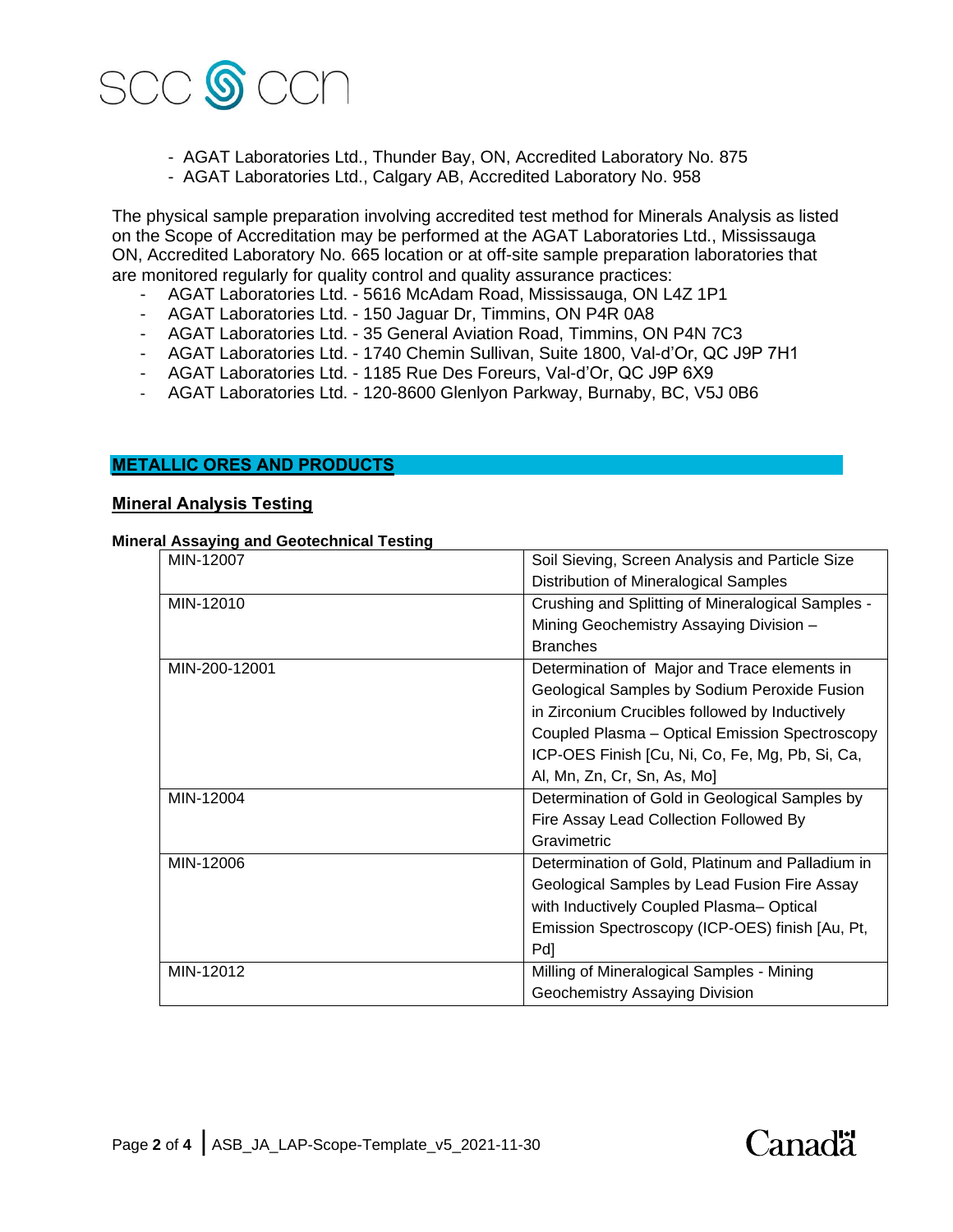- AGAT Laboratories Ltd., Thunder Bay, ON, Accredited Laboratory No. 875
- AGAT Laboratories Ltd., Calgary AB, Accredited Laboratory No. 958

The physical sample preparation involving accredited test method for Minerals Analysis as listed on the Scope of Accreditation may be performed at the AGAT Laboratories Ltd., Mississauga ON, Accredited Laboratory No. 665 location or at off-site sample preparation laboratories that are monitored regularly for quality control and quality assurance practices:

- AGAT Laboratories Ltd. - 5616 McAdam Road, Mississauga, ON L4Z 1P1
- AGAT Laboratories Ltd. - 150 Jaguar Dr, Timmins, ON P4R 0A8
- AGAT Laboratories Ltd. - 35 General Aviation Road, Timmins, ON P4N 7C3
- AGAT Laboratories Ltd. - 1740 Chemin Sullivan, Suite 1800, Val-d'Or, QC J9P 7H1
- AGAT Laboratories Ltd. - 1185 Rue Des Foreurs, Val-d'Or, QC J9P 6X9
- AGAT Laboratories Ltd. - 120-8600 Glenlyon Parkway, Burnaby, BC, V5J 0B6

## METALLIC ORES AND PRODUCTS

### Mineral Analysis Testing

#### Mineral Assaying and Geotechnical Testing

| Method | Description |
|---|---|
| MIN-12007 | Soil Sieving, Screen Analysis and Particle Size Distribution of Mineralogical Samples |
| MIN-12010 | Crushing and Splitting of Mineralogical Samples - Mining Geochemistry Assaying Division – Branches |
| MIN-200-12001 | Determination of Major and Trace elements in Geological Samples by Sodium Peroxide Fusion in Zirconium Crucibles followed by Inductively Coupled Plasma – Optical Emission Spectroscopy ICP-OES Finish [Cu, Ni, Co, Fe, Mg, Pb, Si, Ca, Al, Mn, Zn, Cr, Sn, As, Mo] |
| MIN-12004 | Determination of Gold in Geological Samples by Fire Assay Lead Collection Followed By Gravimetric |
| MIN-12006 | Determination of Gold, Platinum and Palladium in Geological Samples by Lead Fusion Fire Assay with Inductively Coupled Plasma– Optical Emission Spectroscopy (ICP-OES) finish [Au, Pt, Pd] |
| MIN-12012 | Milling of Mineralogical Samples - Mining Geochemistry Assaying Division |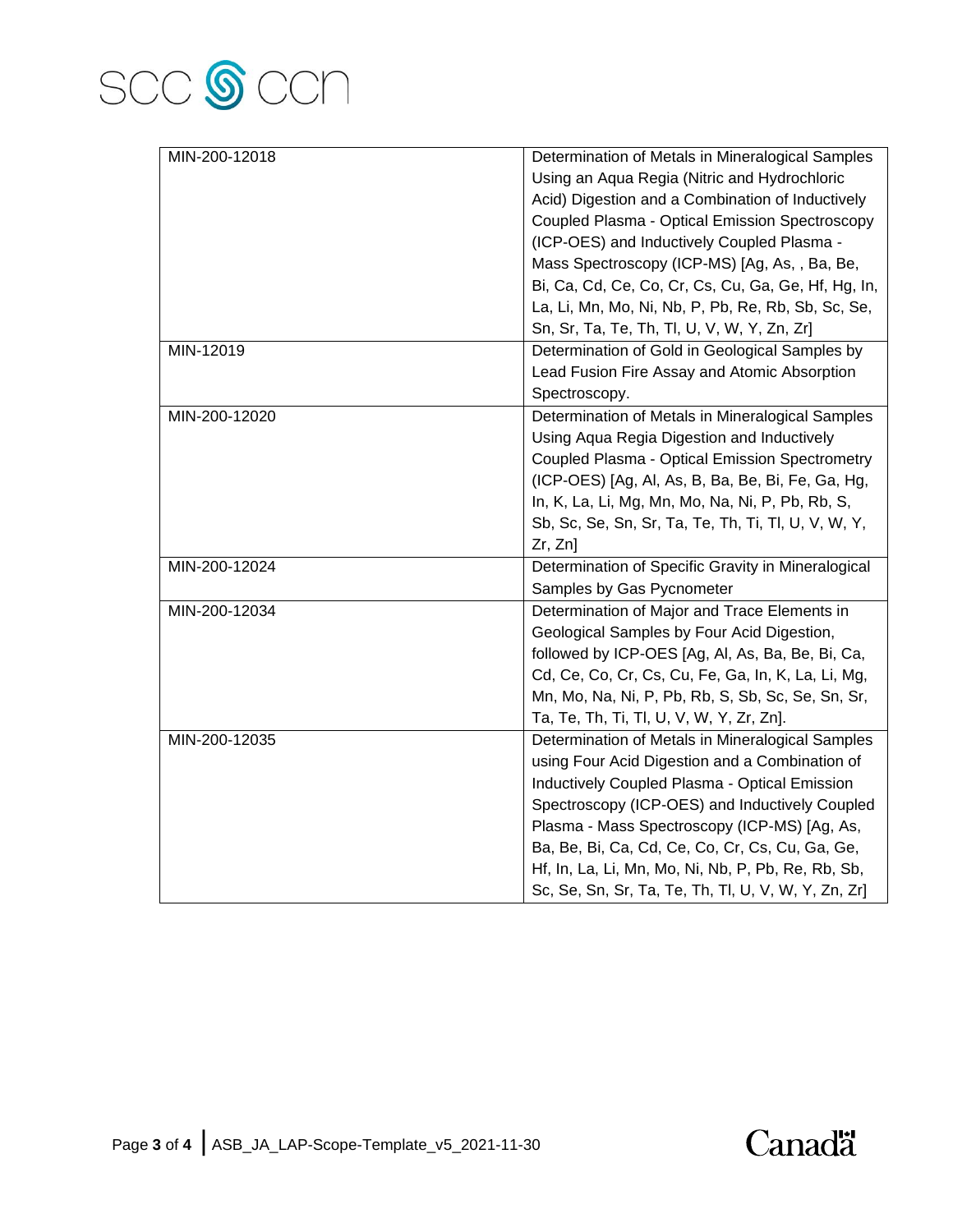| | |
|---|---|
| MIN-200-12018 | Determination of Metals in Mineralogical Samples Using an Aqua Regia (Nitric and Hydrochloric Acid) Digestion and a Combination of Inductively Coupled Plasma - Optical Emission Spectroscopy (ICP-OES) and Inductively Coupled Plasma - Mass Spectroscopy (ICP-MS) [Ag, As, , Ba, Be, Bi, Ca, Cd, Ce, Co, Cr, Cs, Cu, Ga, Ge, Hf, Hg, In, La, Li, Mn, Mo, Ni, Nb, P, Pb, Re, Rb, Sb, Sc, Se, Sn, Sr, Ta, Te, Th, Tl, U, V, W, Y, Zn, Zr] |
| MIN-12019 | Determination of Gold in Geological Samples by Lead Fusion Fire Assay and Atomic Absorption Spectroscopy. |
| MIN-200-12020 | Determination of Metals in Mineralogical Samples Using Aqua Regia Digestion and Inductively Coupled Plasma - Optical Emission Spectrometry (ICP-OES) [Ag, Al, As, B, Ba, Be, Bi, Fe, Ga, Hg, In, K, La, Li, Mg, Mn, Mo, Na, Ni, P, Pb, Rb, S, Sb, Sc, Se, Sn, Sr, Ta, Te, Th, Ti, Tl, U, V, W, Y, Zr, Zn] |
| MIN-200-12024 | Determination of Specific Gravity in Mineralogical Samples by Gas Pycnometer |
| MIN-200-12034 | Determination of Major and Trace Elements in Geological Samples by Four Acid Digestion, followed by ICP-OES [Ag, Al, As, Ba, Be, Bi, Ca, Cd, Ce, Co, Cr, Cs, Cu, Fe, Ga, In, K, La, Li, Mg, Mn, Mo, Na, Ni, P, Pb, Rb, S, Sb, Sc, Se, Sn, Sr, Ta, Te, Th, Ti, Tl, U, V, W, Y, Zr, Zn]. |
| MIN-200-12035 | Determination of Metals in Mineralogical Samples using Four Acid Digestion and a Combination of Inductively Coupled Plasma - Optical Emission Spectroscopy (ICP-OES) and Inductively Coupled Plasma - Mass Spectroscopy (ICP-MS) [Ag, As, Ba, Be, Bi, Ca, Cd, Ce, Co, Cr, Cs, Cu, Ga, Ge, Hf, In, La, Li, Mn, Mo, Ni, Nb, P, Pb, Re, Rb, Sb, Sc, Se, Sn, Sr, Ta, Te, Th, Tl, U, V, W, Y, Zn, Zr] |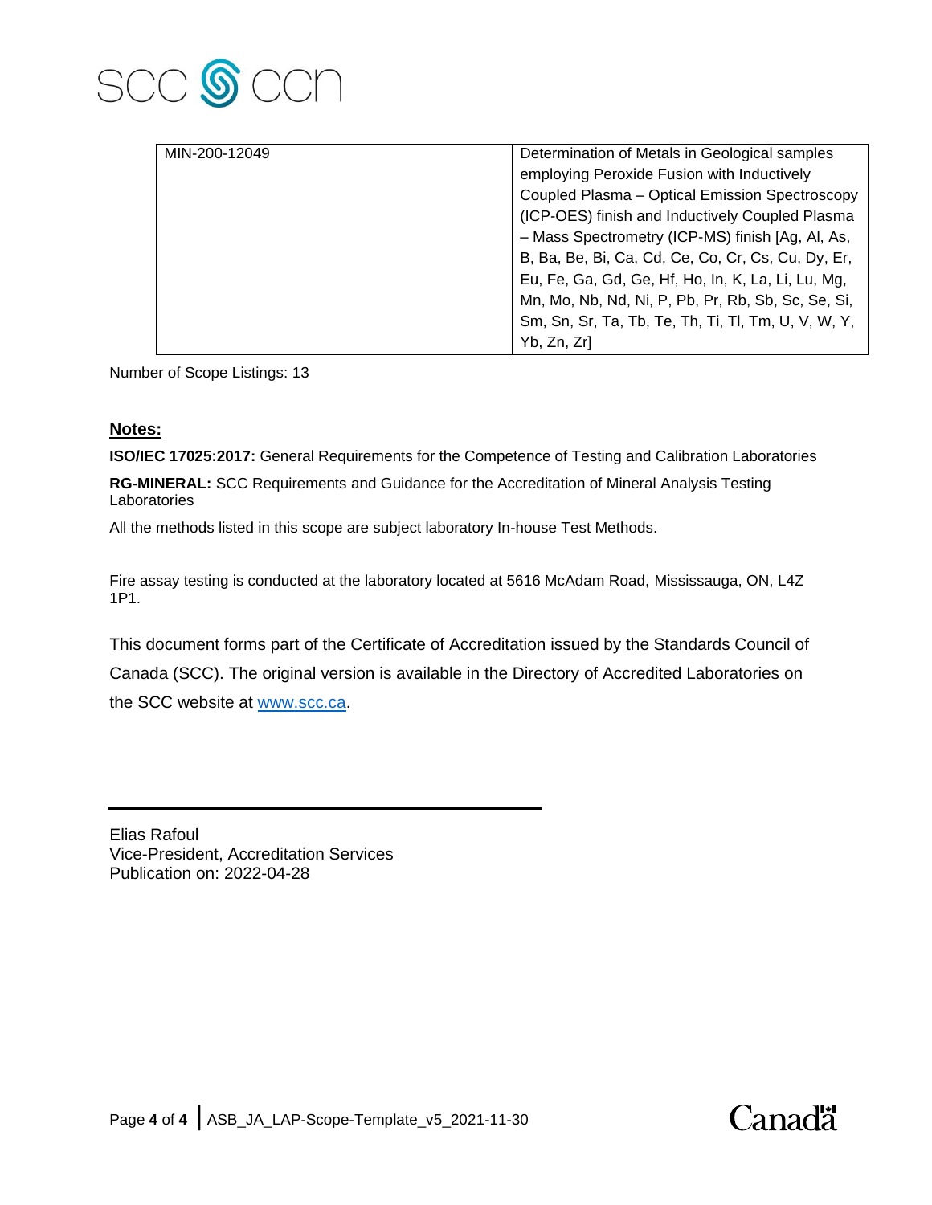| | |
|---|---|
| MIN-200-12049 | Determination of Metals in Geological samples employing Peroxide Fusion with Inductively Coupled Plasma – Optical Emission Spectroscopy (ICP-OES) finish and Inductively Coupled Plasma – Mass Spectrometry (ICP-MS) finish [Ag, Al, As, B, Ba, Be, Bi, Ca, Cd, Ce, Co, Cr, Cs, Cu, Dy, Er, Eu, Fe, Ga, Gd, Ge, Hf, Ho, In, K, La, Li, Lu, Mg, Mn, Mo, Nb, Nd, Ni, P, Pb, Pr, Rb, Sb, Sc, Se, Si, Sm, Sn, Sr, Ta, Tb, Te, Th, Ti, Tl, Tm, U, V, W, Y, Yb, Zn, Zr] |

Number of Scope Listings: 13

## Notes:

**ISO/IEC 17025:2017:** General Requirements for the Competence of Testing and Calibration Laboratories

**RG-MINERAL:** SCC Requirements and Guidance for the Accreditation of Mineral Analysis Testing Laboratories

All the methods listed in this scope are subject laboratory In-house Test Methods.

Fire assay testing is conducted at the laboratory located at 5616 McAdam Road, Mississauga, ON, L4Z 1P1.

This document forms part of the Certificate of Accreditation issued by the Standards Council of Canada (SCC). The original version is available in the Directory of Accredited Laboratories on the SCC website at www.scc.ca.

Elias Rafoul
Vice-President, Accreditation Services
Publication on: 2022-04-28